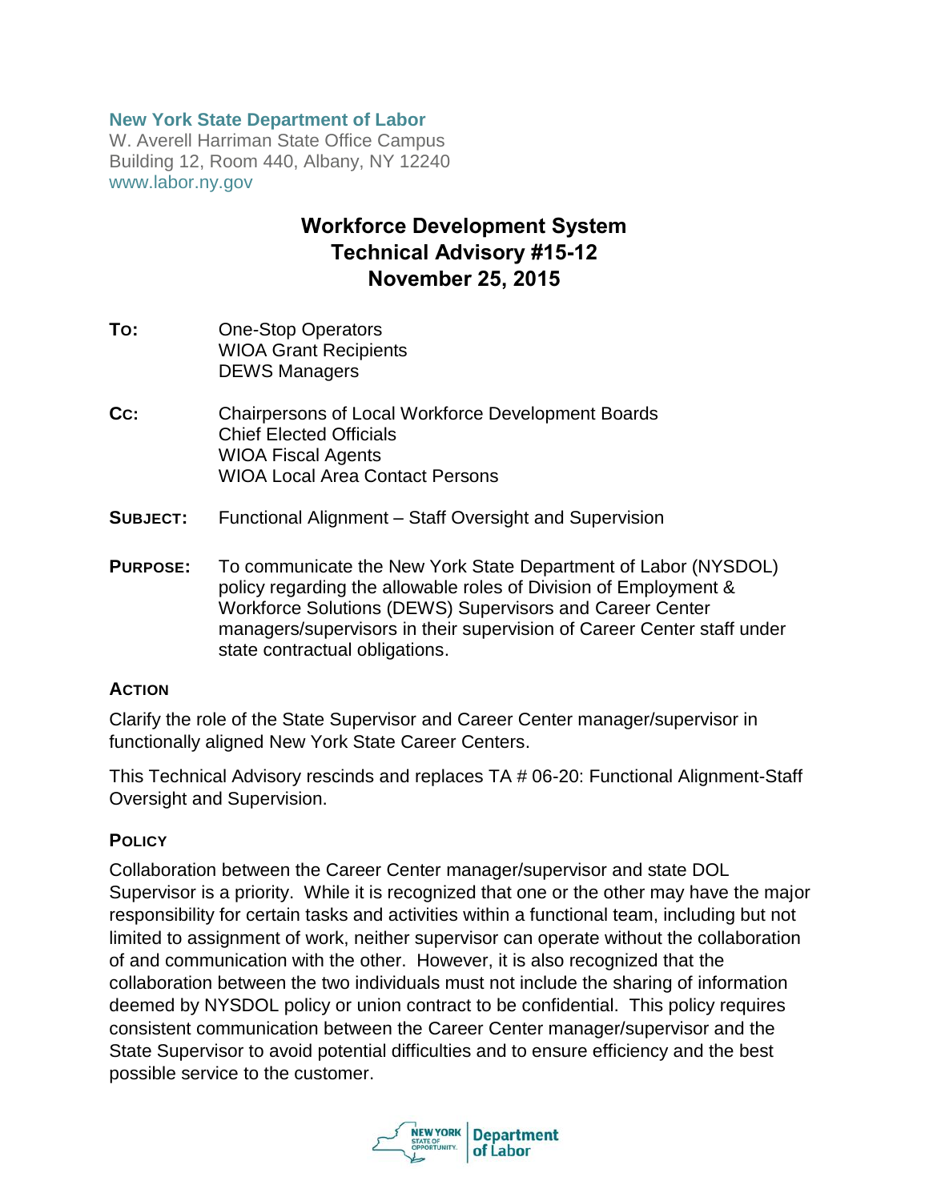**New York State Department of Labor**
W. Averell Harriman State Office Campus
Building 12, Room 440, Albany, NY 12240
www.labor.ny.gov

# Workforce Development System Technical Advisory #15-12 November 25, 2015

**TO:** One-Stop Operators
WIOA Grant Recipients
DEWS Managers

**CC:** Chairpersons of Local Workforce Development Boards
Chief Elected Officials
WIOA Fiscal Agents
WIOA Local Area Contact Persons

**SUBJECT:** Functional Alignment – Staff Oversight and Supervision

**PURPOSE:** To communicate the New York State Department of Labor (NYSDOL) policy regarding the allowable roles of Division of Employment & Workforce Solutions (DEWS) Supervisors and Career Center managers/supervisors in their supervision of Career Center staff under state contractual obligations.

## ACTION

Clarify the role of the State Supervisor and Career Center manager/supervisor in functionally aligned New York State Career Centers.

This Technical Advisory rescinds and replaces TA # 06-20: Functional Alignment-Staff Oversight and Supervision.

## POLICY

Collaboration between the Career Center manager/supervisor and state DOL Supervisor is a priority. While it is recognized that one or the other may have the major responsibility for certain tasks and activities within a functional team, including but not limited to assignment of work, neither supervisor can operate without the collaboration of and communication with the other. However, it is also recognized that the collaboration between the two individuals must not include the sharing of information deemed by NYSDOL policy or union contract to be confidential. This policy requires consistent communication between the Career Center manager/supervisor and the State Supervisor to avoid potential difficulties and to ensure efficiency and the best possible service to the customer.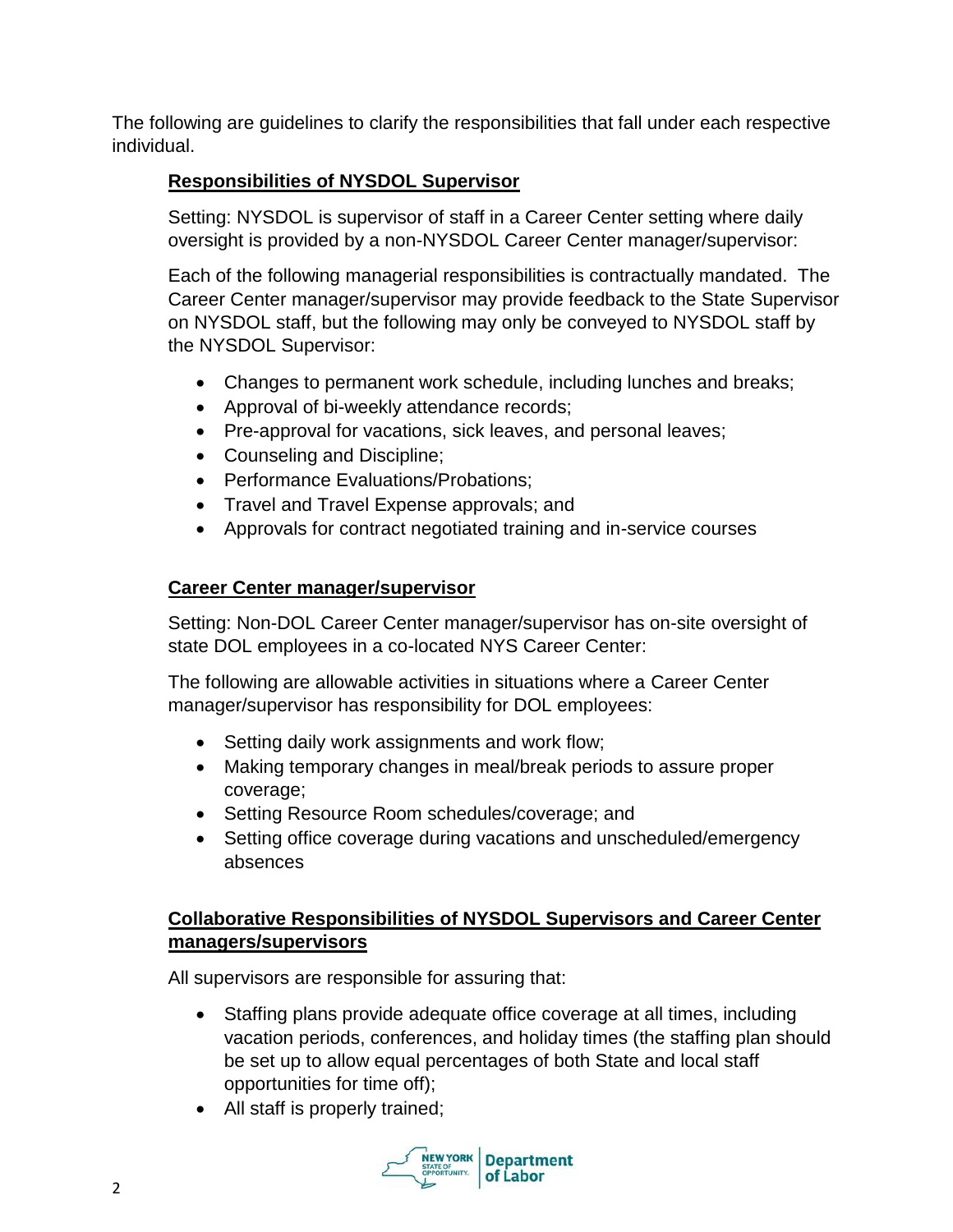The following are guidelines to clarify the responsibilities that fall under each respective individual.

## Responsibilities of NYSDOL Supervisor

Setting: NYSDOL is supervisor of staff in a Career Center setting where daily oversight is provided by a non-NYSDOL Career Center manager/supervisor:

Each of the following managerial responsibilities is contractually mandated. The Career Center manager/supervisor may provide feedback to the State Supervisor on NYSDOL staff, but the following may only be conveyed to NYSDOL staff by the NYSDOL Supervisor:

- Changes to permanent work schedule, including lunches and breaks;
- Approval of bi-weekly attendance records;
- Pre-approval for vacations, sick leaves, and personal leaves;
- Counseling and Discipline;
- Performance Evaluations/Probations;
- Travel and Travel Expense approvals; and
- Approvals for contract negotiated training and in-service courses

## Career Center manager/supervisor

Setting: Non-DOL Career Center manager/supervisor has on-site oversight of state DOL employees in a co-located NYS Career Center:

The following are allowable activities in situations where a Career Center manager/supervisor has responsibility for DOL employees:

- Setting daily work assignments and work flow;
- Making temporary changes in meal/break periods to assure proper coverage;
- Setting Resource Room schedules/coverage; and
- Setting office coverage during vacations and unscheduled/emergency absences

## Collaborative Responsibilities of NYSDOL Supervisors and Career Center managers/supervisors

All supervisors are responsible for assuring that:

- Staffing plans provide adequate office coverage at all times, including vacation periods, conferences, and holiday times (the staffing plan should be set up to allow equal percentages of both State and local staff opportunities for time off);
- All staff is properly trained;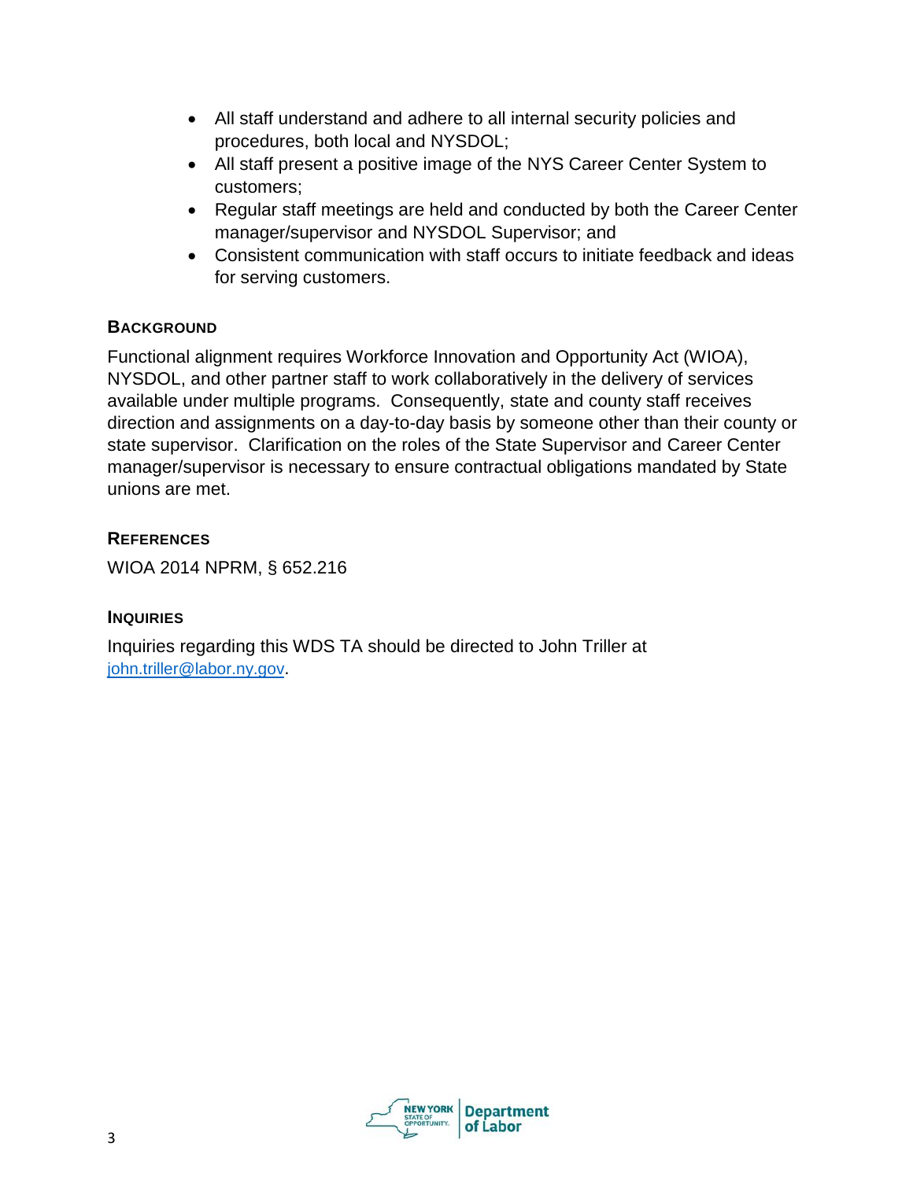- All staff understand and adhere to all internal security policies and procedures, both local and NYSDOL;
- All staff present a positive image of the NYS Career Center System to customers;
- Regular staff meetings are held and conducted by both the Career Center manager/supervisor and NYSDOL Supervisor; and
- Consistent communication with staff occurs to initiate feedback and ideas for serving customers.

## BACKGROUND

Functional alignment requires Workforce Innovation and Opportunity Act (WIOA), NYSDOL, and other partner staff to work collaboratively in the delivery of services available under multiple programs. Consequently, state and county staff receives direction and assignments on a day-to-day basis by someone other than their county or state supervisor. Clarification on the roles of the State Supervisor and Career Center manager/supervisor is necessary to ensure contractual obligations mandated by State unions are met.

## REFERENCES

WIOA 2014 NPRM, § 652.216

## INQUIRIES

Inquiries regarding this WDS TA should be directed to John Triller at [john.triller@labor.ny.gov](mailto:john.triller@labor.ny.gov).